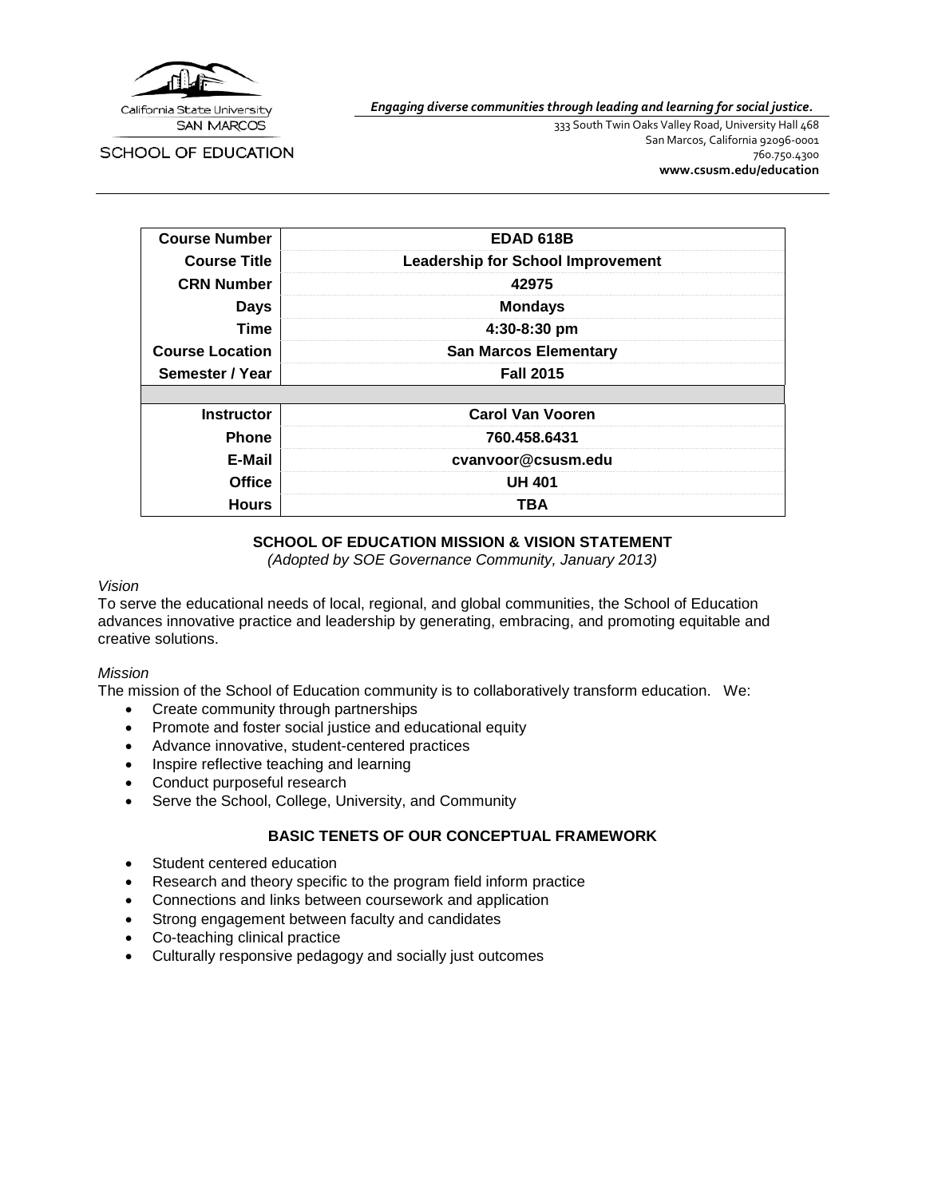California State University
SAN MARCOS

SCHOOL OF EDUCATION

*Engaging diverse communities through leading and learning for social justice.*

333 South Twin Oaks Valley Road, University Hall 468
San Marcos, California 92096-0001
760.750.4300
**www.csusm.edu/education**

| | |
|---|---|
| **Course Number** | **EDAD 618B** |
| **Course Title** | **Leadership for School Improvement** |
| **CRN Number** | **42975** |
| **Days** | **Mondays** |
| **Time** | **4:30-8:30 pm** |
| **Course Location** | **San Marcos Elementary** |
| **Semester / Year** | **Fall 2015** |
| | |
| **Instructor** | **Carol Van Vooren** |
| **Phone** | **760.458.6431** |
| **E-Mail** | **cvanvoor@csusm.edu** |
| **Office** | **UH 401** |
| **Hours** | **TBA** |

## SCHOOL OF EDUCATION MISSION & VISION STATEMENT

*(Adopted by SOE Governance Community, January 2013)*

*Vision*

To serve the educational needs of local, regional, and global communities, the School of Education advances innovative practice and leadership by generating, embracing, and promoting equitable and creative solutions.

*Mission*

The mission of the School of Education community is to collaboratively transform education. We:

- Create community through partnerships
- Promote and foster social justice and educational equity
- Advance innovative, student-centered practices
- Inspire reflective teaching and learning
- Conduct purposeful research
- Serve the School, College, University, and Community

## BASIC TENETS OF OUR CONCEPTUAL FRAMEWORK

- Student centered education
- Research and theory specific to the program field inform practice
- Connections and links between coursework and application
- Strong engagement between faculty and candidates
- Co-teaching clinical practice
- Culturally responsive pedagogy and socially just outcomes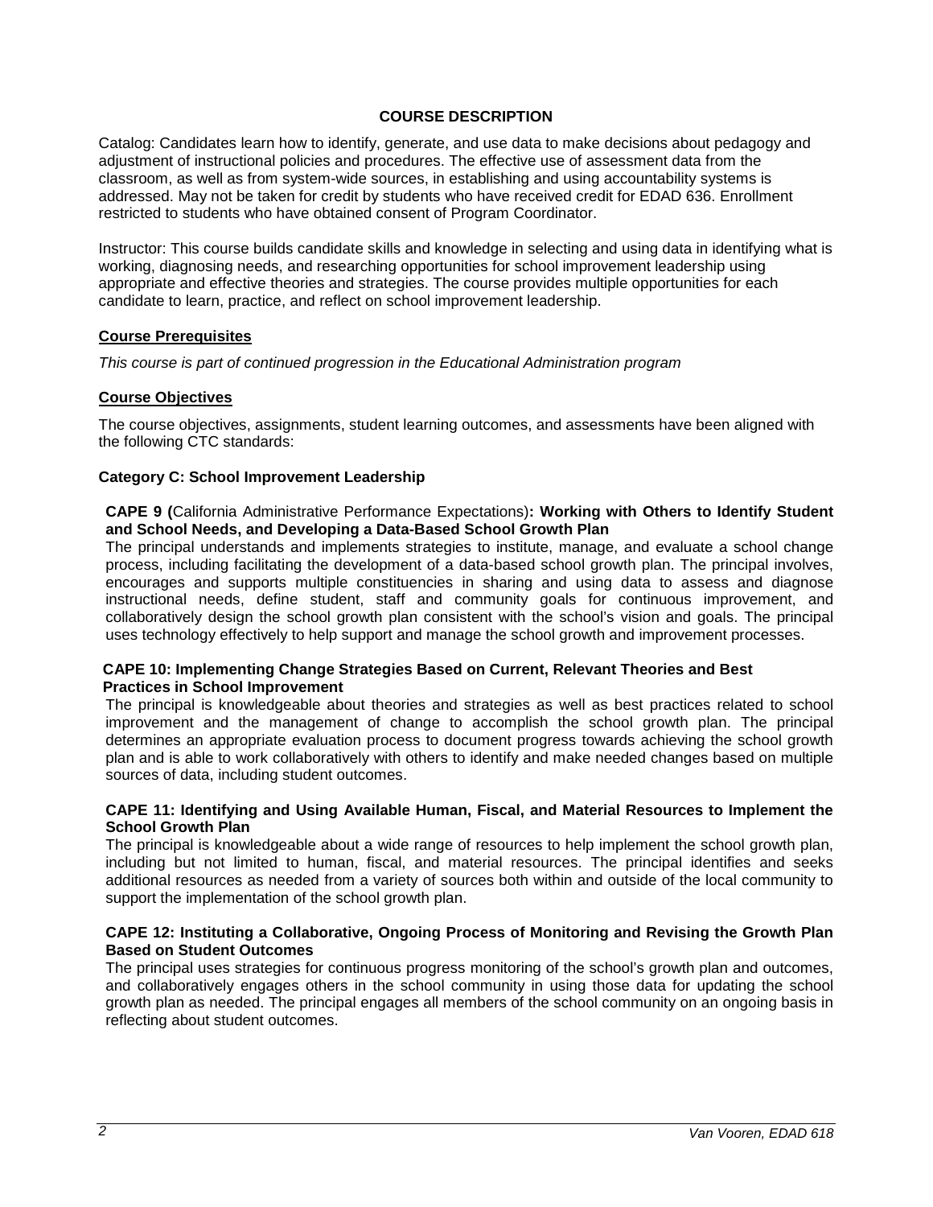## COURSE DESCRIPTION

Catalog: Candidates learn how to identify, generate, and use data to make decisions about pedagogy and adjustment of instructional policies and procedures. The effective use of assessment data from the classroom, as well as from system-wide sources, in establishing and using accountability systems is addressed. May not be taken for credit by students who have received credit for EDAD 636. Enrollment restricted to students who have obtained consent of Program Coordinator.

Instructor: This course builds candidate skills and knowledge in selecting and using data in identifying what is working, diagnosing needs, and researching opportunities for school improvement leadership using appropriate and effective theories and strategies. The course provides multiple opportunities for each candidate to learn, practice, and reflect on school improvement leadership.

### Course Prerequisites

*This course is part of continued progression in the Educational Administration program*

### Course Objectives

The course objectives, assignments, student learning outcomes, and assessments have been aligned with the following CTC standards:

#### Category C: School Improvement Leadership

**CAPE 9 (**California Administrative Performance Expectations)**: Working with Others to Identify Student and School Needs, and Developing a Data-Based School Growth Plan**
The principal understands and implements strategies to institute, manage, and evaluate a school change process, including facilitating the development of a data-based school plan. The principal involves, encourages and supports multiple constituencies in sharing and using data to assess and diagnose instructional needs, define student, staff and community goals for continuous improvement, and collaboratively design the school growth plan consistent with the school's vision and goals. The principal uses technology effectively to help support and manage the school growth and improvement processes.

**CAPE 10: Implementing Change Strategies Based on Current, Relevant Theories and Best Practices in School Improvement**
The principal is knowledgeable about theories and strategies as well as best practices related to school improvement and the management of change to accomplish the school growth plan. The principal determines an appropriate evaluation process to document progress towards achieving the school growth plan and is able to work collaboratively with others to identify and make needed changes based on multiple sources of data, including student outcomes.

**CAPE 11: Identifying and Using Available Human, Fiscal, and Material Resources to Implement the School Growth Plan**
The principal is knowledgeable about a wide range of resources to help implement the school growth plan, including but not limited to human, fiscal, and material resources. The principal identifies and seeks additional resources as needed from a variety of sources both within and outside of the local community to support the implementation of the school growth plan.

**CAPE 12: Instituting a Collaborative, Ongoing Process of Monitoring and Revising the Growth Plan Based on Student Outcomes**
The principal uses strategies for continuous progress monitoring of the school's growth plan and outcomes, and collaboratively engages others in the school community in using those data for updating the school growth plan as needed. The principal engages all members of the school community on an ongoing basis in reflecting about student outcomes.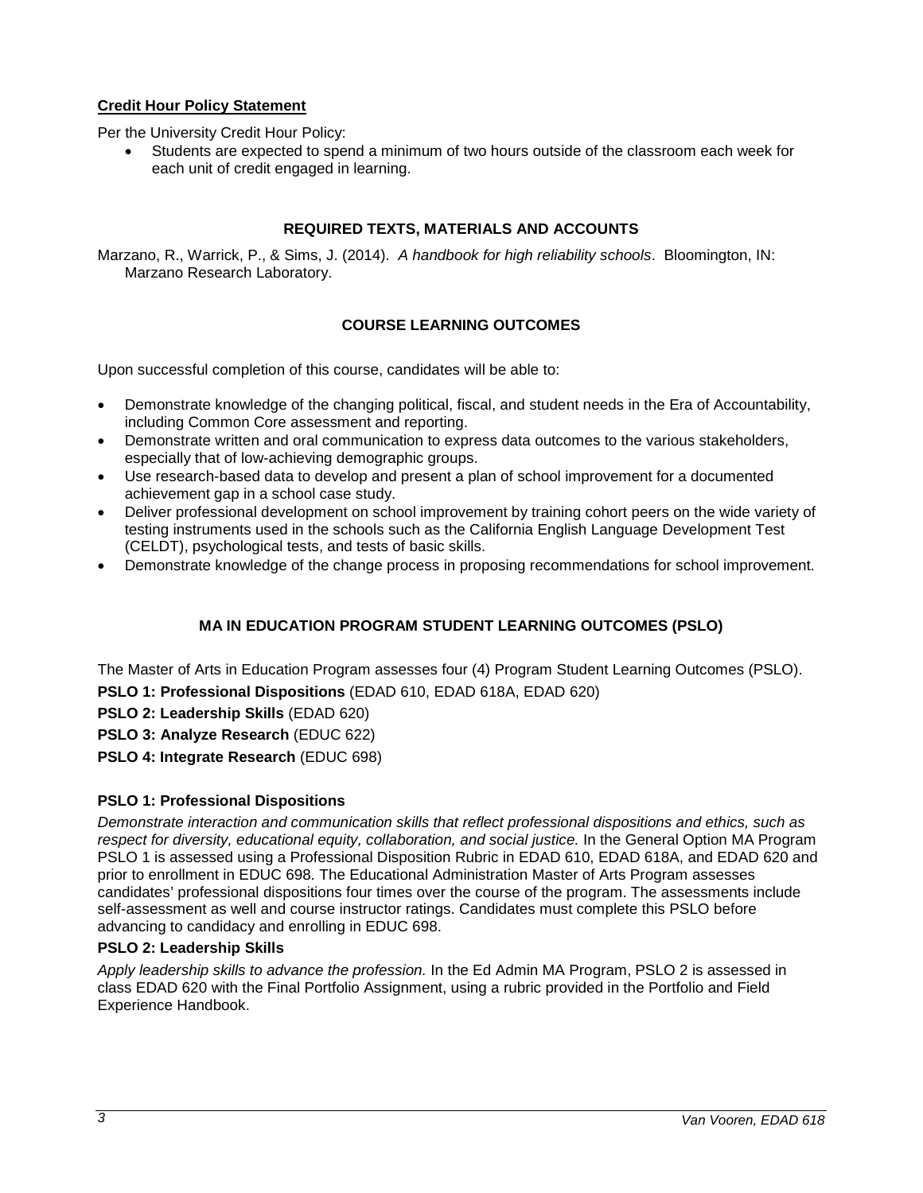**Credit Hour Policy Statement**

Per the University Credit Hour Policy:

- Students are expected to spend a minimum of two hours outside of the classroom each week for each unit of credit engaged in learning.

## REQUIRED TEXTS, MATERIALS AND ACCOUNTS

Marzano, R., Warrick, P., & Sims, J. (2014). *A handbook for high reliability schools*. Bloomington, IN: Marzano Research Laboratory.

## COURSE LEARNING OUTCOMES

Upon successful completion of this course, candidates will be able to:

- Demonstrate knowledge of the changing political, fiscal, and student needs in the Era of Accountability, including Common Core assessment and reporting.
- Demonstrate written and oral communication to express data outcomes to the various stakeholders, especially that of low-achieving demographic groups.
- Use research-based data to develop and present a plan of school improvement for a documented achievement gap in a school case study.
- Deliver professional development on school improvement by training cohort peers on the wide variety of testing instruments used in the schools such as the California English Language Development Test (CELDT), psychological tests, and tests of basic skills.
- Demonstrate knowledge of the change process in proposing recommendations for school improvement.

## MA IN EDUCATION PROGRAM STUDENT LEARNING OUTCOMES (PSLO)

The Master of Arts in Education Program assesses four (4) Program Student Learning Outcomes (PSLO).

**PSLO 1: Professional Dispositions** (EDAD 610, EDAD 618A, EDAD 620)

**PSLO 2: Leadership Skills** (EDAD 620)

**PSLO 3: Analyze Research** (EDUC 622)

**PSLO 4: Integrate Research** (EDUC 698)

### PSLO 1: Professional Dispositions

*Demonstrate interaction and communication skills that reflect professional dispositions and ethics, such as respect for diversity, educational equity, collaboration, and social justice.* In the General Option MA Program PSLO 1 is assessed using a Professional Disposition Rubric in EDAD 610, EDAD 618A, and EDAD 620 and prior to enrollment in EDUC 698. The Educational Administration Master of Arts Program assesses candidates' professional dispositions four times over the course of the program. The assessments include self-assessment as well and course instructor ratings. Candidates must complete this PSLO before advancing to candidacy and enrolling in EDUC 698.

### PSLO 2: Leadership Skills

*Apply leadership skills to advance the profession.* In the Ed Admin MA Program, PSLO 2 is assessed in class EDAD 620 with the Final Portfolio Assignment, using a rubric provided in the Portfolio and Field Experience Handbook.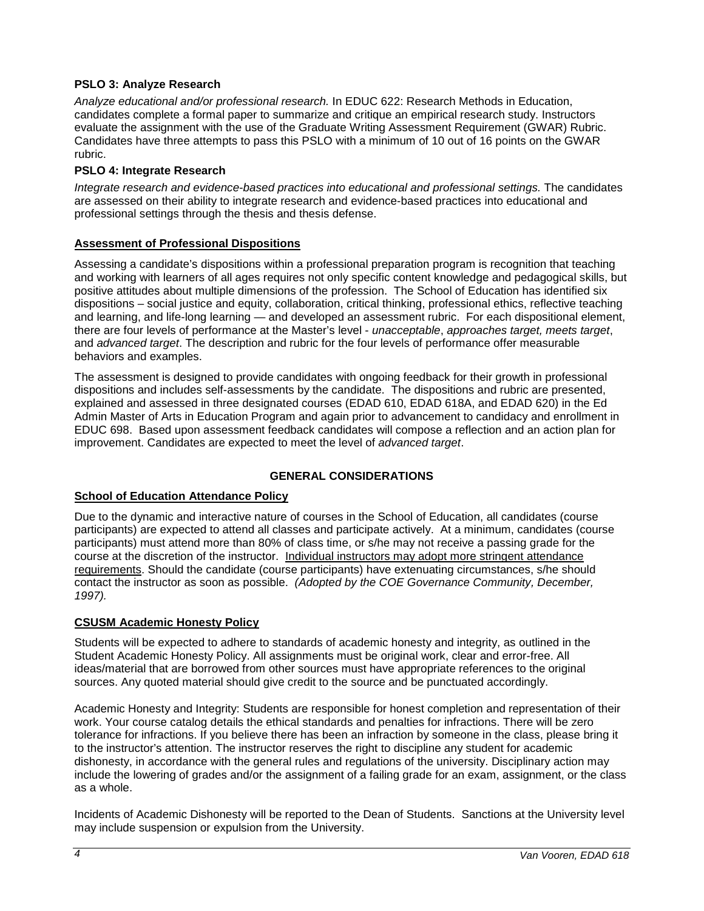**PSLO 3: Analyze Research**

*Analyze educational and/or professional research.* In EDUC 622: Research Methods in Education, candidates complete a formal paper to summarize and critique an empirical research study. Instructors evaluate the assignment with the use of the Graduate Writing Assessment Requirement (GWAR) Rubric. Candidates have three attempts to pass this PSLO with a minimum of 10 out of 16 points on the GWAR rubric.

**PSLO 4: Integrate Research**

*Integrate research and evidence-based practices into educational and professional settings.* The candidates are assessed on their ability to integrate research and evidence-based practices into educational and professional settings through the thesis and thesis defense.

**Assessment of Professional Dispositions**

Assessing a candidate's dispositions within a professional preparation program is recognition that teaching and working with learners of all ages requires not only specific content knowledge and pedagogical skills, but positive attitudes about multiple dimensions of the profession. The School of Education has identified six dispositions – social justice and equity, collaboration, critical thinking, professional ethics, reflective teaching and learning, and life-long learning — and developed an assessment rubric. For each dispositional element, there are four levels of performance at the Master's level - *unacceptable*, *approaches target, meets target*, and *advanced target*. The description and rubric for the four levels of performance offer measurable behaviors and examples.

The assessment is designed to provide candidates with ongoing feedback for their growth in professional dispositions and includes self-assessments by the candidate. The dispositions and rubric are presented, explained and assessed in three designated courses (EDAD 610, EDAD 618A, and EDAD 620) in the Ed Admin Master of Arts in Education Program and again prior to advancement to candidacy and enrollment in EDUC 698. Based upon assessment feedback candidates will compose a reflection and an action plan for improvement. Candidates are expected to meet the level of *advanced target*.

## GENERAL CONSIDERATIONS

**School of Education Attendance Policy**

Due to the dynamic and interactive nature of courses in the School of Education, all candidates (course participants) are expected to attend all classes and participate actively. At a minimum, candidates (course participants) must attend more than 80% of class time, or s/he may not receive a passing grade for the course at the discretion of the instructor. Individual instructors may adopt more stringent attendance requirements. Should the candidate (course participants) have extenuating circumstances, s/he should contact the instructor as soon as possible. *(Adopted by the COE Governance Community, December, 1997).*

**CSUSM Academic Honesty Policy**

Students will be expected to adhere to standards of academic honesty and integrity, as outlined in the Student Academic Honesty Policy. All assignments must be original work, clear and error-free. All ideas/material that are borrowed from other sources must have appropriate references to the original sources. Any quoted material should give credit to the source and be punctuated accordingly.

Academic Honesty and Integrity: Students are responsible for honest completion and representation of their work. Your course catalog details the ethical standards and penalties for infractions. There will be zero tolerance for infractions. If you believe there has been an infraction by someone in the class, please bring it to the instructor's attention. The instructor reserves the right to discipline any student for academic dishonesty, in accordance with the general rules and regulations of the university. Disciplinary action may include the lowering of grades and/or the assignment of a failing grade for an exam, assignment, or the class as a whole.

Incidents of Academic Dishonesty will be reported to the Dean of Students. Sanctions at the University level may include suspension or expulsion from the University.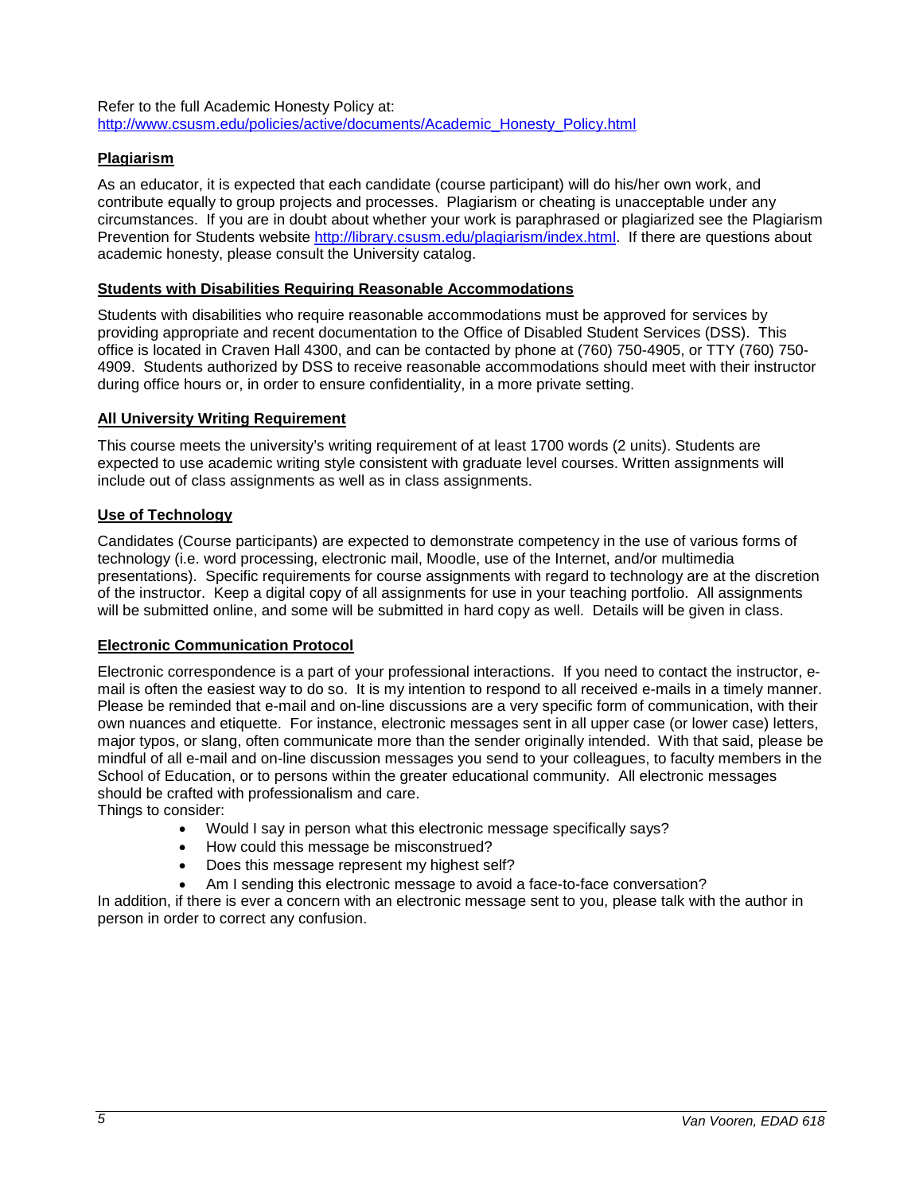Refer to the full Academic Honesty Policy at: http://www.csusm.edu/policies/active/documents/Academic_Honesty_Policy.html

**Plagiarism**

As an educator, it is expected that each candidate (course participant) will do his/her own work, and contribute equally to group projects and processes. Plagiarism or cheating is unacceptable under any circumstances. If you are in doubt about whether your work is paraphrased or plagiarized see the Plagiarism Prevention for Students website http://library.csusm.edu/plagiarism/index.html. If there are questions about academic honesty, please consult the University catalog.

**Students with Disabilities Requiring Reasonable Accommodations**

Students with disabilities who require reasonable accommodations must be approved for services by providing appropriate and recent documentation to the Office of Disabled Student Services (DSS). This office is located in Craven Hall 4300, and can be contacted by phone at (760) 750-4905, or TTY (760) 750-4909. Students authorized by DSS to receive reasonable accommodations should meet with their instructor during office hours or, in order to ensure confidentiality, in a more private setting.

**All University Writing Requirement**

This course meets the university's writing requirement of at least 1700 words (2 units). Students are expected to use academic writing style consistent with graduate level courses. Written assignments will include out of class assignments as well as in class assignments.

**Use of Technology**

Candidates (Course participants) are expected to demonstrate competency in the use of various forms of technology (i.e. word processing, electronic mail, Moodle, use of the Internet, and/or multimedia presentations). Specific requirements for course assignments with regard to technology are at the discretion of the instructor. Keep a digital copy of all assignments for use in your teaching portfolio. All assignments will be submitted online, and some will be submitted in hard copy as well. Details will be given in class.

**Electronic Communication Protocol**

Electronic correspondence is a part of your professional interactions. If you need to contact the instructor, e-mail is often the easiest way to do so. It is my intention to respond to all received e-mails in a timely manner. Please be reminded that e-mail and on-line discussions are a very specific form of communication, with their own nuances and etiquette. For instance, electronic messages sent in all upper case (or lower case) letters, major typos, or slang, often communicate more than the sender originally intended. With that said, please be mindful of all e-mail and on-line discussion messages you send to your colleagues, to faculty members in the School of Education, or to persons within the greater educational community. All electronic messages should be crafted with professionalism and care.
Things to consider:

- Would I say in person what this electronic message specifically says?
- How could this message be misconstrued?
- Does this message represent my highest self?
- Am I sending this electronic message to avoid a face-to-face conversation?

In addition, if there is ever a concern with an electronic message sent to you, please talk with the author in person in order to correct any confusion.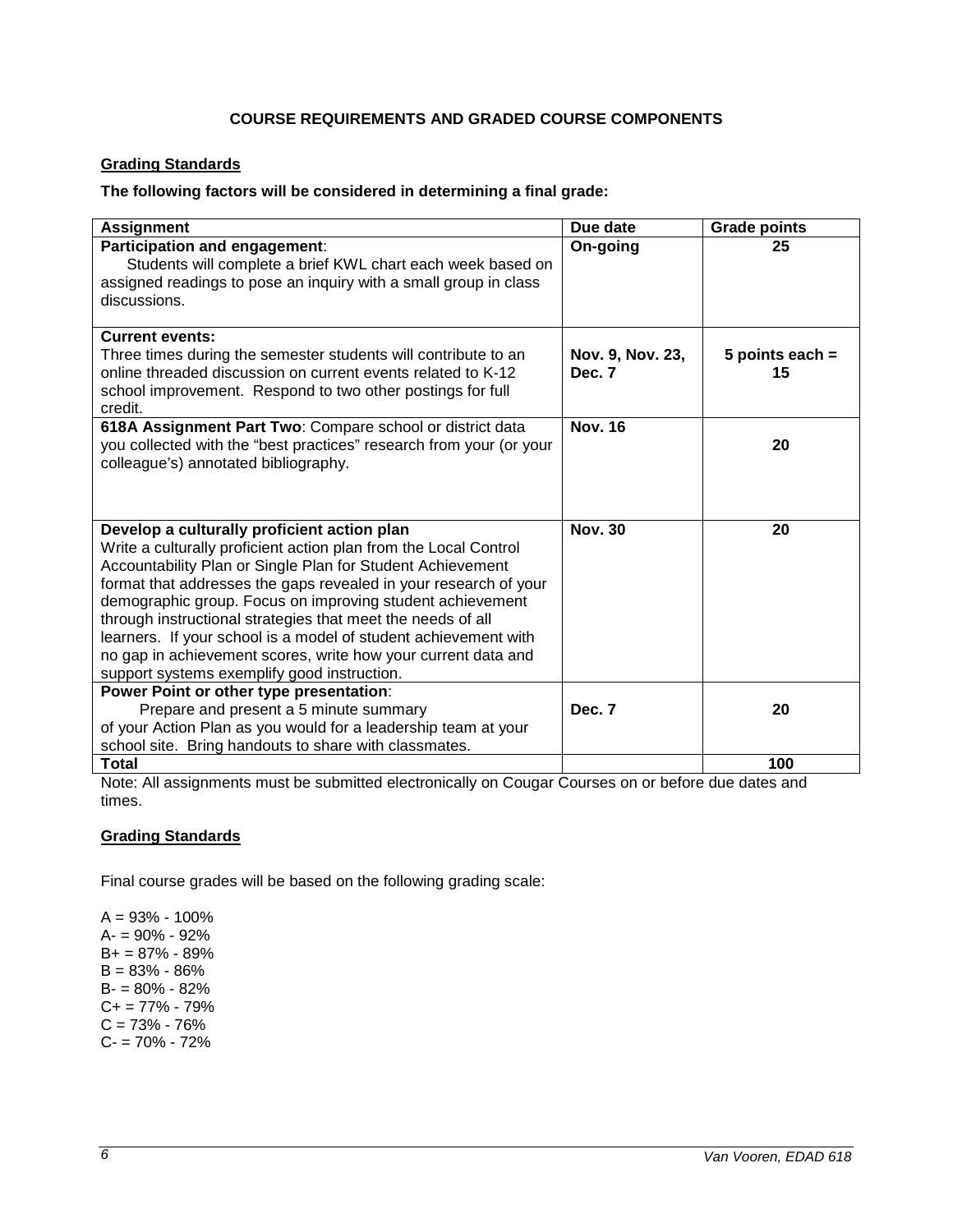## COURSE REQUIREMENTS AND GRADED COURSE COMPONENTS

### Grading Standards

**The following factors will be considered in determining a final grade:**

| Assignment | Due date | Grade points |
|---|---|---|
| **Participation and engagement**: Students will complete a brief KWL chart each week based on assigned readings to pose an inquiry with a small group in class discussions. | **On-going** | **25** |
| **Current events:** Three times during the semester students will contribute to an online threaded discussion on current events related to K-12 school improvement. Respond to two other postings for full credit. | **Nov. 9, Nov. 23, Dec. 7** | **5 points each = 15** |
| **618A Assignment Part Two**: Compare school or district data you collected with the "best practices" research from your (or your colleague's) annotated bibliography. | **Nov. 16** | **20** |
| **Develop a culturally proficient action plan** Write a culturally proficient action plan from the Local Control Accountability Plan or Single Plan for Student Achievement format that addresses the gaps revealed in your research of your demographic group. Focus on improving student achievement through instructional strategies that meet the needs of all learners. If your school is a model of student achievement with no gap in achievement scores, write how your current data and support systems exemplify good instruction. | **Nov. 30** | **20** |
| **Power Point or other type presentation**: Prepare and present a 5 minute summary of your Action Plan as you would for a leadership team at your school site. Bring handouts to share with classmates. | **Dec. 7** | **20** |
| **Total** | | **100** |

Note: All assignments must be submitted electronically on Cougar Courses on or before due dates and times.

### Grading Standards

Final course grades will be based on the following grading scale:

A = 93% - 100%
A- = 90% - 92%
B+ = 87% - 89%
B = 83% - 86%
B- = 80% - 82%
C+ = 77% - 79%
C = 73% - 76%
C- = 70% - 72%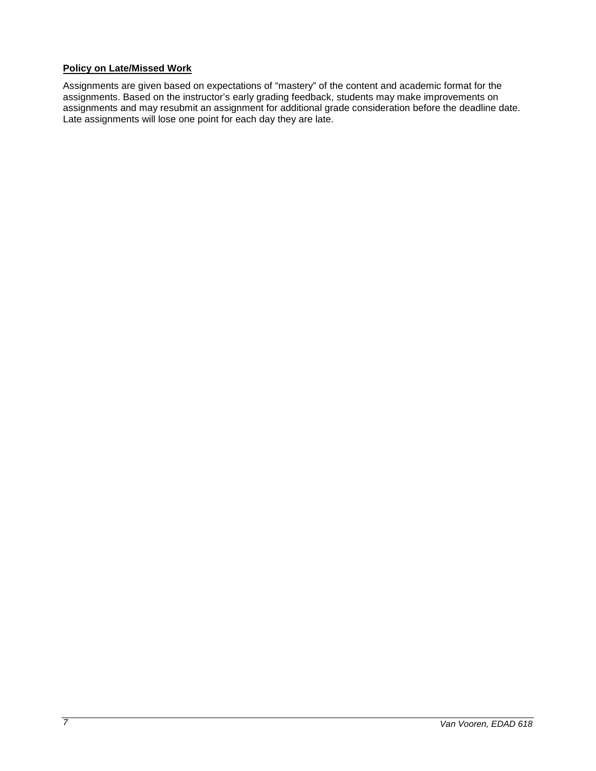**Policy on Late/Missed Work**

Assignments are given based on expectations of "mastery" of the content and academic format for the assignments. Based on the instructor's early grading feedback, students may make improvements on assignments and may resubmit an assignment for additional grade consideration before the deadline date. Late assignments will lose one point for each day they are late.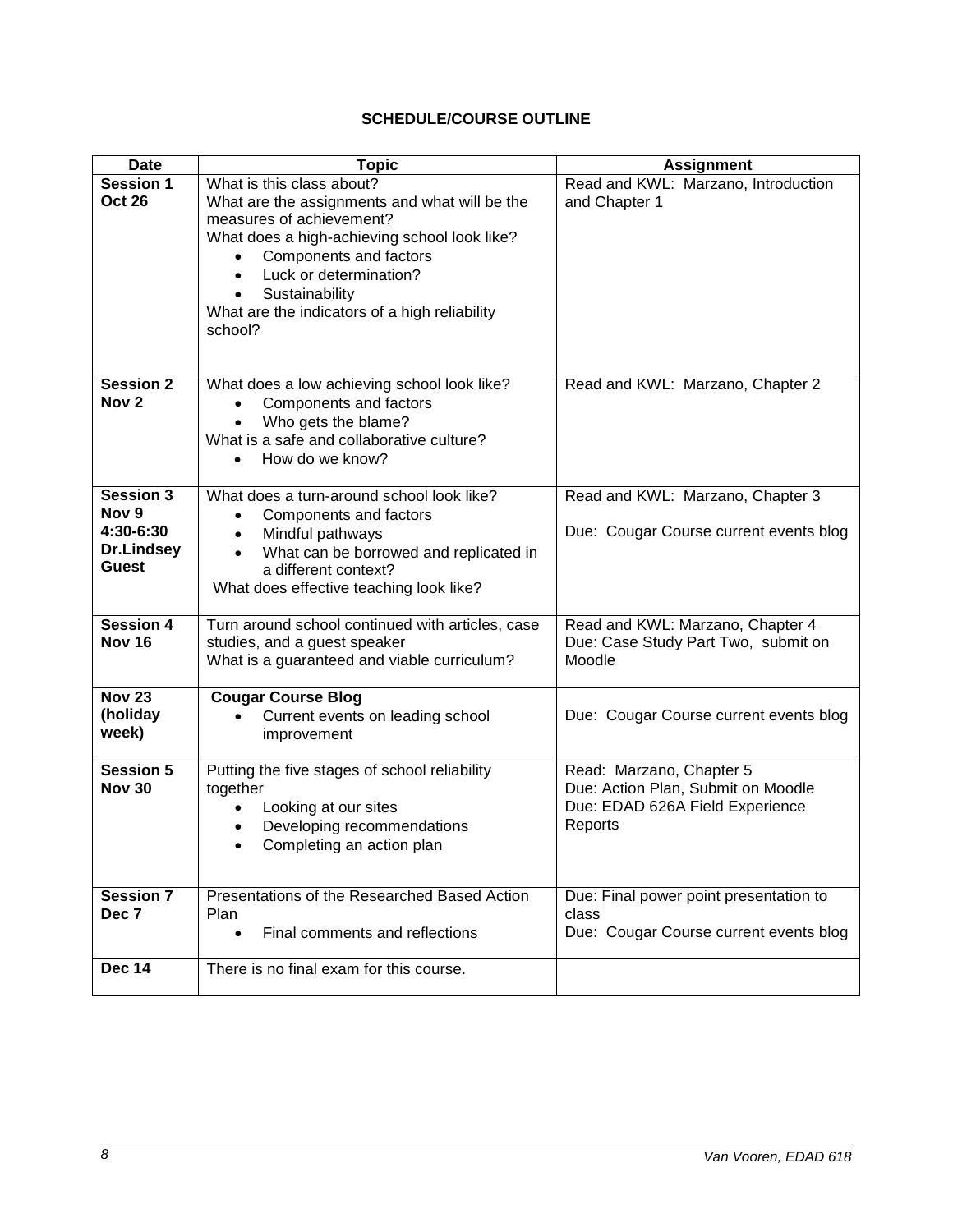# SCHEDULE/COURSE OUTLINE

| Date | Topic | Assignment |
|---|---|---|
| **Session 1 Oct 26** | What is this class about?<br>What are the assignments and what will be the measures of achievement?<br>What does a high-achieving school look like?<br>• Components and factors<br>• Luck or determination?<br>• Sustainability<br>What are the indicators of a high reliability school? | Read and KWL: Marzano, Introduction and Chapter 1 |
| **Session 2 Nov 2** | What does a low achieving school look like?<br>• Components and factors<br>• Who gets the blame?<br>What is a safe and collaborative culture?<br>• How do we know? | Read and KWL: Marzano, Chapter 2 |
| **Session 3 Nov 9 4:30-6:30 Dr.Lindsey Guest** | What does a turn-around school look like?<br>• Components and factors<br>• Mindful pathways<br>• What can be borrowed and replicated in a different context?<br>What does effective teaching look like? | Read and KWL: Marzano, Chapter 3<br><br>Due: Cougar Course current events blog |
| **Session 4 Nov 16** | Turn around school continued with articles, case studies, and a guest speaker<br>What is a guaranteed and viable curriculum? | Read and KWL: Marzano, Chapter 4<br>Due: Case Study Part Two, submit on Moodle |
| **Nov 23 (holiday week)** | **Cougar Course Blog**<br>• Current events on leading school improvement | Due: Cougar Course current events blog |
| **Session 5 Nov 30** | Putting the five stages of school reliability together<br>• Looking at our sites<br>• Developing recommendations<br>• Completing an action plan | Read: Marzano, Chapter 5<br>Due: Action Plan, Submit on Moodle<br>Due: EDAD 626A Field Experience Reports |
| **Session 7 Dec 7** | Presentations of the Researched Based Action Plan<br>• Final comments and reflections | Due: Final power point presentation to class<br>Due: Cougar Course current events blog |
| **Dec 14** | There is no final exam for this course. | |